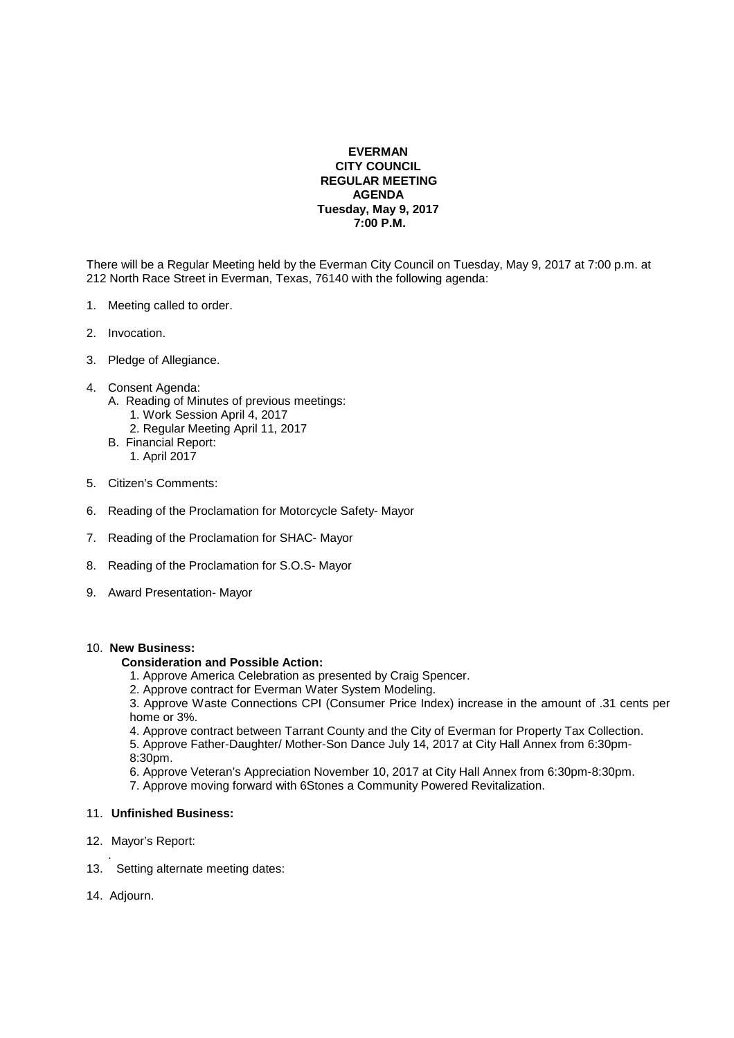**EVERMAN**
**CITY COUNCIL**
**REGULAR MEETING**
**AGENDA**
**Tuesday, May 9, 2017**
**7:00 P.M.**

There will be a Regular Meeting held by the Everman City Council on Tuesday, May 9, 2017 at 7:00 p.m. at 212 North Race Street in Everman, Texas, 76140 with the following agenda:

1. Meeting called to order.

2. Invocation.

3. Pledge of Allegiance.

4. Consent Agenda:
   A. Reading of Minutes of previous meetings:
      1. Work Session April 4, 2017
      2. Regular Meeting April 11, 2017
   B. Financial Report:
      1. April 2017

5. Citizen's Comments:

6. Reading of the Proclamation for Motorcycle Safety- Mayor

7. Reading of the Proclamation for SHAC- Mayor

8. Reading of the Proclamation for S.O.S- Mayor

9. Award Presentation- Mayor

10. **New Business:**

    **Consideration and Possible Action:**
    1. Approve America Celebration as presented by Craig Spencer.
    2. Approve contract for Everman Water System Modeling.
    3. Approve Waste Connections CPI (Consumer Price Index) increase in the amount of .31 cents per home or 3%.
    4. Approve contract between Tarrant County and the City of Everman for Property Tax Collection.
    5. Approve Father-Daughter/ Mother-Son Dance July 14, 2017 at City Hall Annex from 6:30pm-8:30pm.
    6. Approve Veteran's Appreciation November 10, 2017 at City Hall Annex from 6:30pm-8:30pm.
    7. Approve moving forward with 6Stones a Community Powered Revitalization.

11. **Unfinished Business:**

12. Mayor's Report:

13. Setting alternate meeting dates:

14. Adjourn.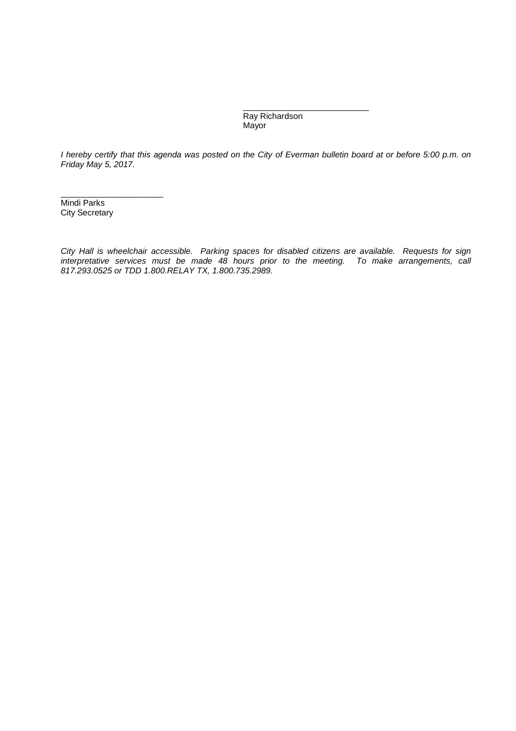\_\_\_\_\_\_\_\_\_\_\_\_\_\_\_\_\_\_\_\_\_\_\_\_\_\_\_
Ray Richardson
Mayor

*I hereby certify that this agenda was posted on the City of Everman bulletin board at or before 5:00 p.m. on Friday May 5, 2017.*

\_\_\_\_\_\_\_\_\_\_\_\_\_\_\_\_\_\_\_\_\_\_\_
Mindi Parks
City Secretary

*City Hall is wheelchair accessible. Parking spaces for disabled citizens are available. Requests for sign interpretative services must be made 48 hours prior to the meeting. To make arrangements, call 817.293.0525 or TDD 1.800.RELAY TX, 1.800.735.2989.*